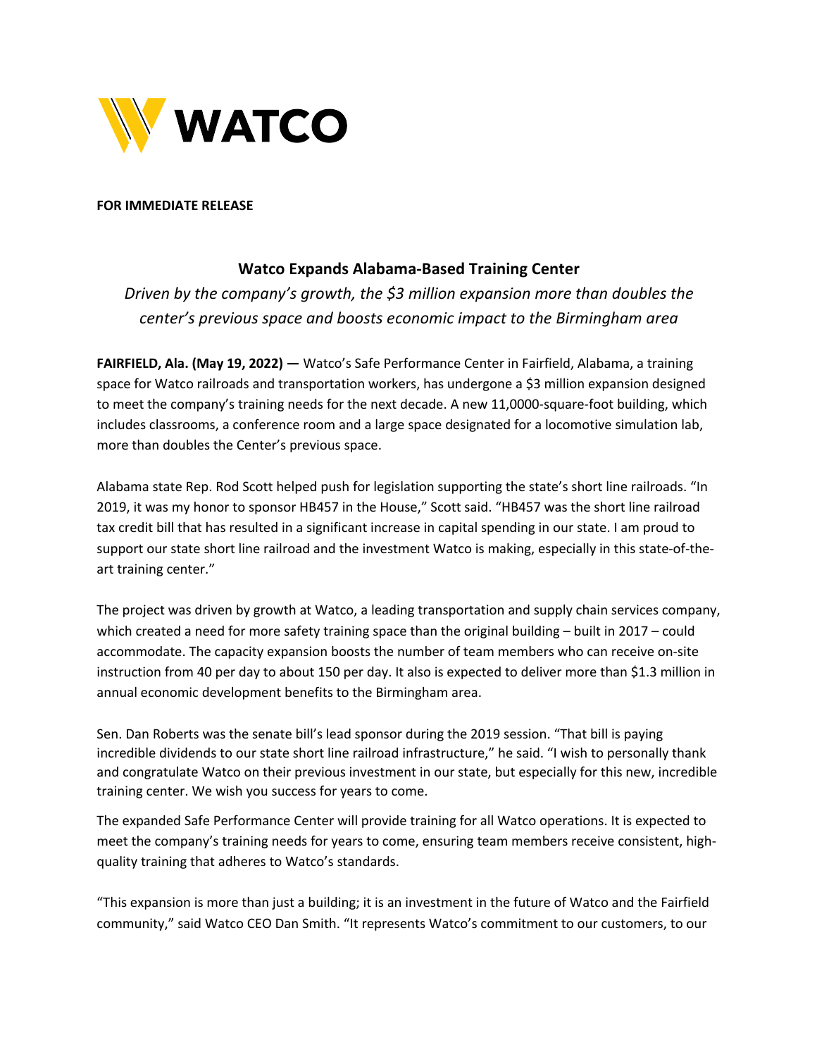**WATCO**

**FOR IMMEDIATE RELEASE**

## Watco Expands Alabama-Based Training Center

*Driven by the company's growth, the $3 million expansion more than doubles the center's previous space and boosts economic impact to the Birmingham area*

**FAIRFIELD, Ala. (May 19, 2022) —** Watco's Safe Performance Center in Fairfield, Alabama, a training space for Watco railroads and transportation workers, has undergone a $3 million expansion designed to meet the company's training needs for the next decade. A new 11,0000-square-foot building, which includes classrooms, a conference room and a large space designated for a locomotive simulation lab, more than doubles the Center's previous space.

Alabama state Rep. Rod Scott helped push for legislation supporting the state's short line railroads. "In 2019, it was my honor to sponsor HB457 in the House," Scott said. "HB457 was the short line railroad tax credit bill that has resulted in a significant increase in capital spending in our state. I am proud to support our state short line railroad and the investment Watco is making, especially in this state-of-the-art training center."

The project was driven by growth at Watco, a leading transportation and supply chain services company, which created a need for more safety training space than the original building – built in 2017 – could accommodate. The capacity expansion boosts the number of team members who can receive on-site instruction from 40 per day to about 150 per day. It also is expected to deliver more than $1.3 million in annual economic development benefits to the Birmingham area.

Sen. Dan Roberts was the senate bill's lead sponsor during the 2019 session. "That bill is paying incredible dividends to our state short line railroad infrastructure," he said. "I wish to personally thank and congratulate Watco on their previous investment in our state, but especially for this new, incredible training center. We wish you success for years to come.

The expanded Safe Performance Center will provide training for all Watco operations. It is expected to meet the company's training needs for years to come, ensuring team members receive consistent, high-quality training that adheres to Watco's standards.

"This expansion is more than just a building; it is an investment in the future of Watco and the Fairfield community," said Watco CEO Dan Smith. "It represents Watco's commitment to our customers, to our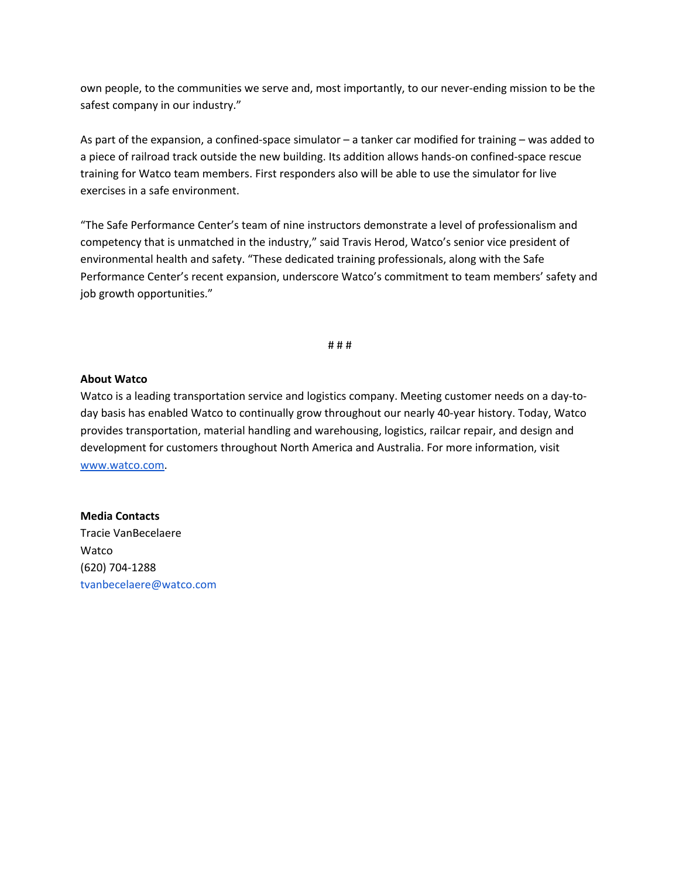own people, to the communities we serve and, most importantly, to our never-ending mission to be the safest company in our industry."

As part of the expansion, a confined-space simulator – a tanker car modified for training – was added to a piece of railroad track outside the new building. Its addition allows hands-on confined-space rescue training for Watco team members. First responders also will be able to use the simulator for live exercises in a safe environment.

"The Safe Performance Center's team of nine instructors demonstrate a level of professionalism and competency that is unmatched in the industry," said Travis Herod, Watco's senior vice president of environmental health and safety. "These dedicated training professionals, along with the Safe Performance Center's recent expansion, underscore Watco's commitment to team members' safety and job growth opportunities."

# # #

**About Watco**

Watco is a leading transportation service and logistics company. Meeting customer needs on a day-to-day basis has enabled Watco to continually grow throughout our nearly 40-year history. Today, Watco provides transportation, material handling and warehousing, logistics, railcar repair, and design and development for customers throughout North America and Australia. For more information, visit www.watco.com.

**Media Contacts**

Tracie VanBecelaere
Watco
(620) 704-1288
tvanbecelaere@watco.com